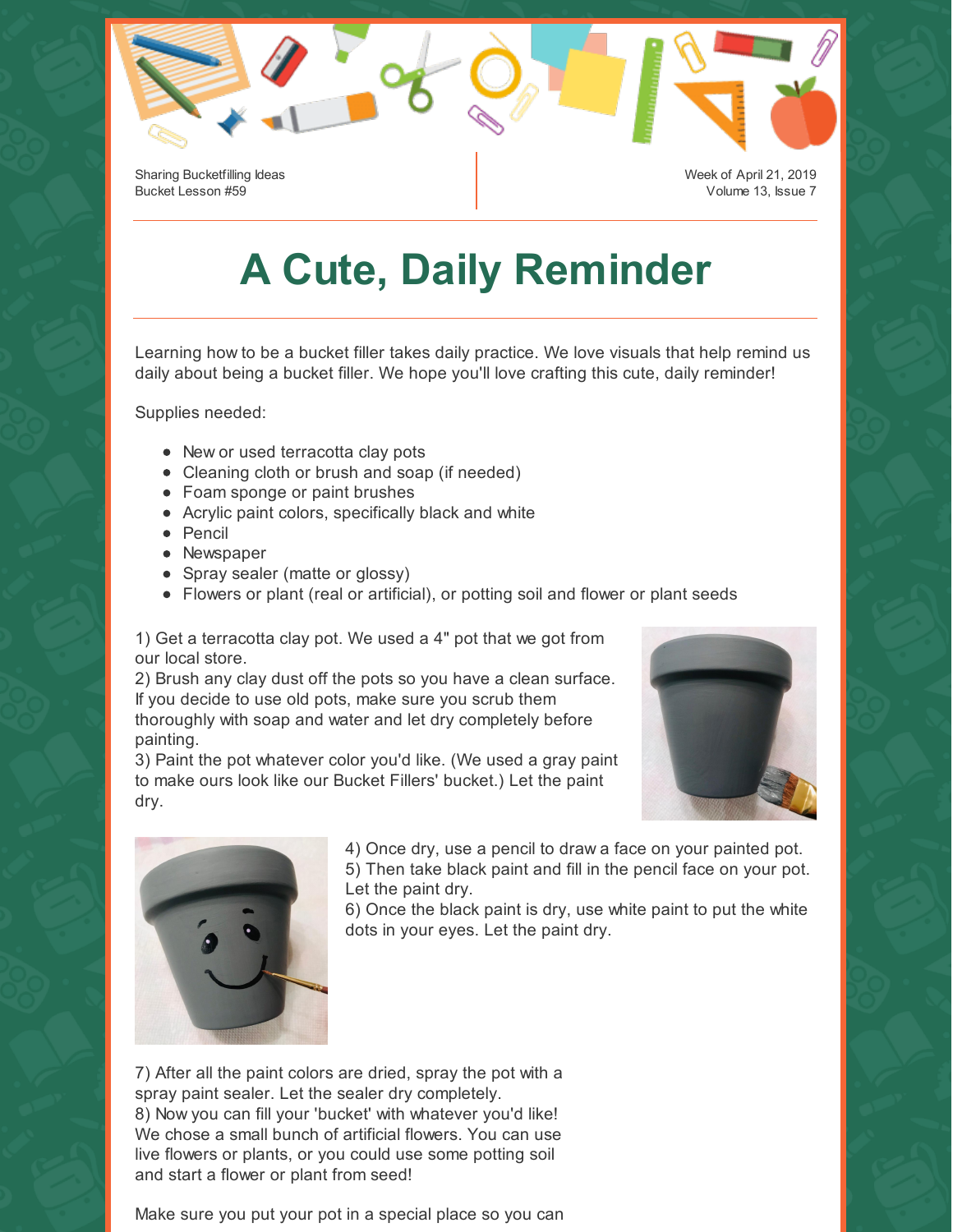Sharing Bucketfilling Ideas
Bucket Lesson #59

Week of April 21, 2019
Volume 13, Issue 7

# A Cute, Daily Reminder

Learning how to be a bucket filler takes daily practice. We love visuals that help remind us daily about being a bucket filler. We hope you'll love crafting this cute, daily reminder!

Supplies needed:

- New or used terracotta clay pots
- Cleaning cloth or brush and soap (if needed)
- Foam sponge or paint brushes
- Acrylic paint colors, specifically black and white
- Pencil
- Newspaper
- Spray sealer (matte or glossy)
- Flowers or plant (real or artificial), or potting soil and flower or plant seeds

1) Get a terracotta clay pot. We used a 4" pot that we got from our local store.
2) Brush any clay dust off the pots so you have a clean surface. If you decide to use old pots, make sure you scrub them thoroughly with soap and water and let dry completely before painting.
3) Paint the pot whatever color you'd like. (We used a gray paint to make ours look like our Bucket Fillers' bucket.) Let the paint dry.

4) Once dry, use a pencil to draw a face on your painted pot.
5) Then take black paint and fill in the pencil face on your pot. Let the paint dry.
6) Once the black paint is dry, use white paint to put the white dots in your eyes. Let the paint dry.

7) After all the paint colors are dried, spray the pot with a spray paint sealer. Let the sealer dry completely.
8) Now you can fill your 'bucket' with whatever you'd like! We chose a small bunch of artificial flowers. You can use live flowers or plants, or you could use some potting soil and start a flower or plant from seed!

Make sure you put your pot in a special place so you can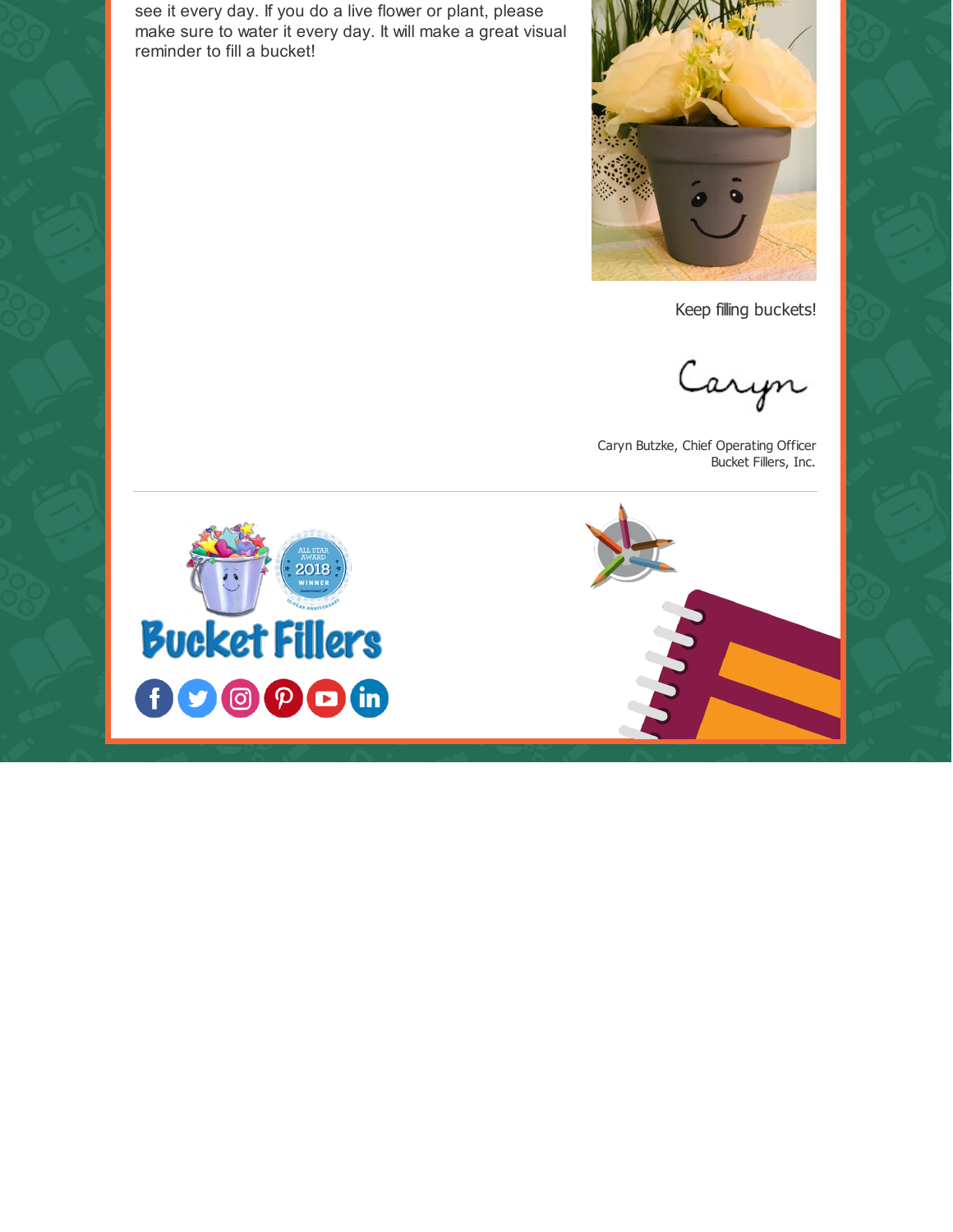see it every day. If you do a live flower or plant, please make sure to water it every day. It will make a great visual reminder to fill a bucket!

Keep filling buckets!

Caryn

Caryn Butzke, Chief Operating Officer
Bucket Fillers, Inc.

---

Bucket Fillers